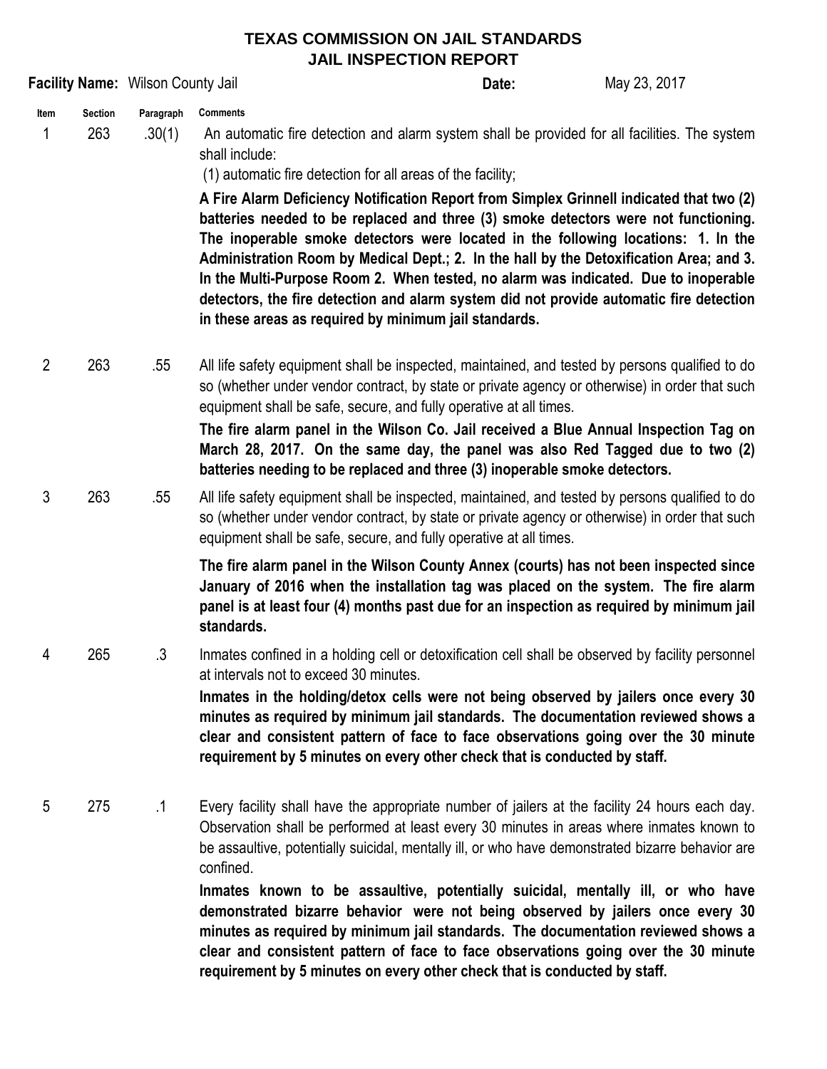# TEXAS COMMISSION ON JAIL STANDARDS
## JAIL INSPECTION REPORT

**Facility Name:** Wilson County Jail **Date:** May 23, 2017

| Item | Section | Paragraph | Comments |
|---|---|---|---|
| 1 | 263 | .30(1) | An automatic fire detection and alarm system shall be provided for all facilities. The system shall include:<br>(1) automatic fire detection for all areas of the facility;<br>**A Fire Alarm Deficiency Notification Report from Simplex Grinnell indicated that two (2) batteries needed to be replaced and three (3) smoke detectors were not functioning. The inoperable smoke detectors were located in the following locations: 1. In the Administration Room by Medical Dept.; 2. In the hall by the Detoxification Area; and 3. In the Multi-Purpose Room 2. When tested, no alarm was indicated. Due to inoperable detectors, the fire detection and alarm system did not provide automatic fire detection in these areas as required by minimum jail standards.** |
| 2 | 263 | .55 | All life safety equipment shall be inspected, maintained, and tested by persons qualified to do so (whether under vendor contract, by state or private agency or otherwise) in order that such equipment shall be safe, secure, and fully operative at all times.<br>**The fire alarm panel in the Wilson Co. Jail received a Blue Annual Inspection Tag on March 28, 2017. On the same day, the panel was also Red Tagged due to two (2) batteries needing to be replaced and three (3) inoperable smoke detectors.** |
| 3 | 263 | .55 | All life safety equipment shall be inspected, maintained, and tested by persons qualified to do so (whether under vendor contract, by state or private agency or otherwise) in order that such equipment shall be safe, secure, and fully operative at all times.<br>**The fire alarm panel in the Wilson County Annex (courts) has not been inspected since January of 2016 when the installation tag was placed on the system. The fire alarm panel is at least four (4) months past due for an inspection as required by minimum jail standards.** |
| 4 | 265 | .3 | Inmates confined in a holding cell or detoxification cell shall be observed by facility personnel at intervals not to exceed 30 minutes.<br>**Inmates in the holding/detox cells were not being observed by jailers once every 30 minutes as required by minimum jail standards. The documentation reviewed shows a clear and consistent pattern of face to face observations going over the 30 minute requirement by 5 minutes on every other check that is conducted by staff.** |
| 5 | 275 | .1 | Every facility shall have the appropriate number of jailers at the facility 24 hours each day. Observation shall be performed at least every 30 minutes in areas where inmates known to be assaultive, potentially suicidal, mentally ill, or who have demonstrated bizarre behavior are confined.<br>**Inmates known to be assaultive, potentially suicidal, mentally ill, or who have demonstrated bizarre behavior were not being observed by jailers once every 30 minutes as required by minimum jail standards. The documentation reviewed shows a clear and consistent pattern of face to face observations going over the 30 minute requirement by 5 minutes on every other check that is conducted by staff.** |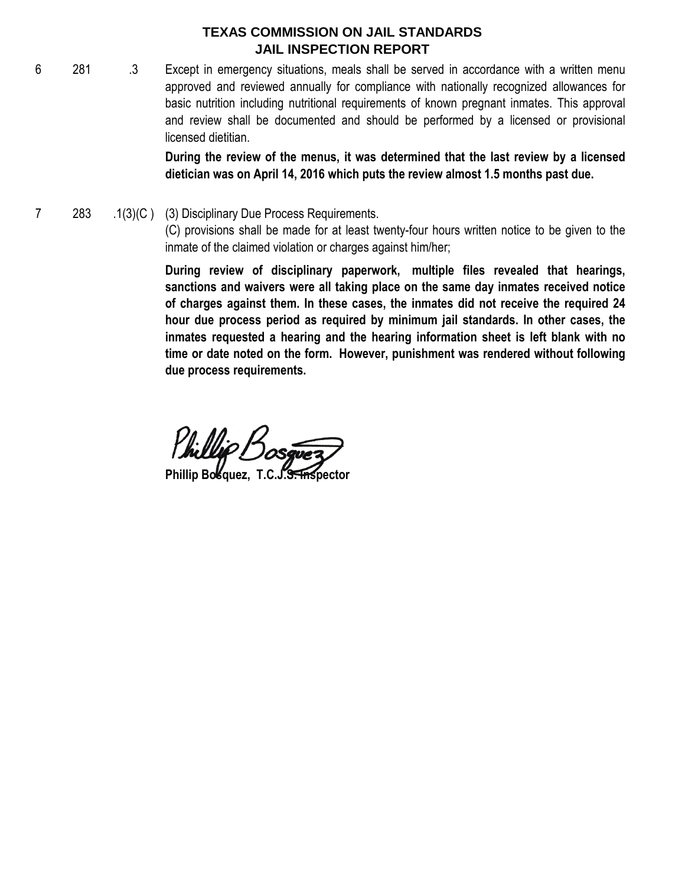**TEXAS COMMISSION ON JAIL STANDARDS**
**JAIL INSPECTION REPORT**

6 281 .3 Except in emergency situations, meals shall be served in accordance with a written menu approved and reviewed annually for compliance with nationally recognized allowances for basic nutrition including nutritional requirements of known pregnant inmates. This approval and review shall be documented and should be performed by a licensed or provisional licensed dietitian.

**During the review of the menus, it was determined that the last review by a licensed dietician was on April 14, 2016 which puts the review almost 1.5 months past due.**

7 283 .1(3)(C ) (3) Disciplinary Due Process Requirements.

(C) provisions shall be made for at least twenty-four hours written notice to be given to the inmate of the claimed violation or charges against him/her;

**During review of disciplinary paperwork, multiple files revealed that hearings, sanctions and waivers were all taking place on the same day inmates received notice of charges against them. In these cases, the inmates did not receive the required 24 hour due process period as required by minimum jail standards. In other cases, the inmates requested a hearing and the hearing information sheet is left blank with no time or date noted on the form. However, punishment was rendered without following due process requirements.**

Phillip Bosquez

**Phillip Bosquez, T.C.J.S. Inspector**